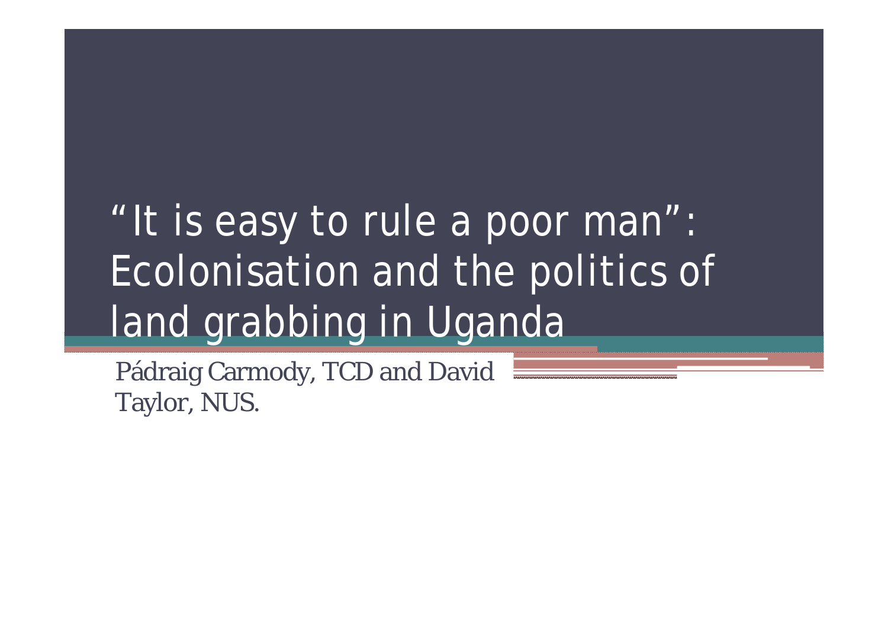# "It is easy to rule a poor man": Ecolonisation and the politics of land grabbing in Uganda

Pádraig Carmody, TCD and David Taylor, NUS.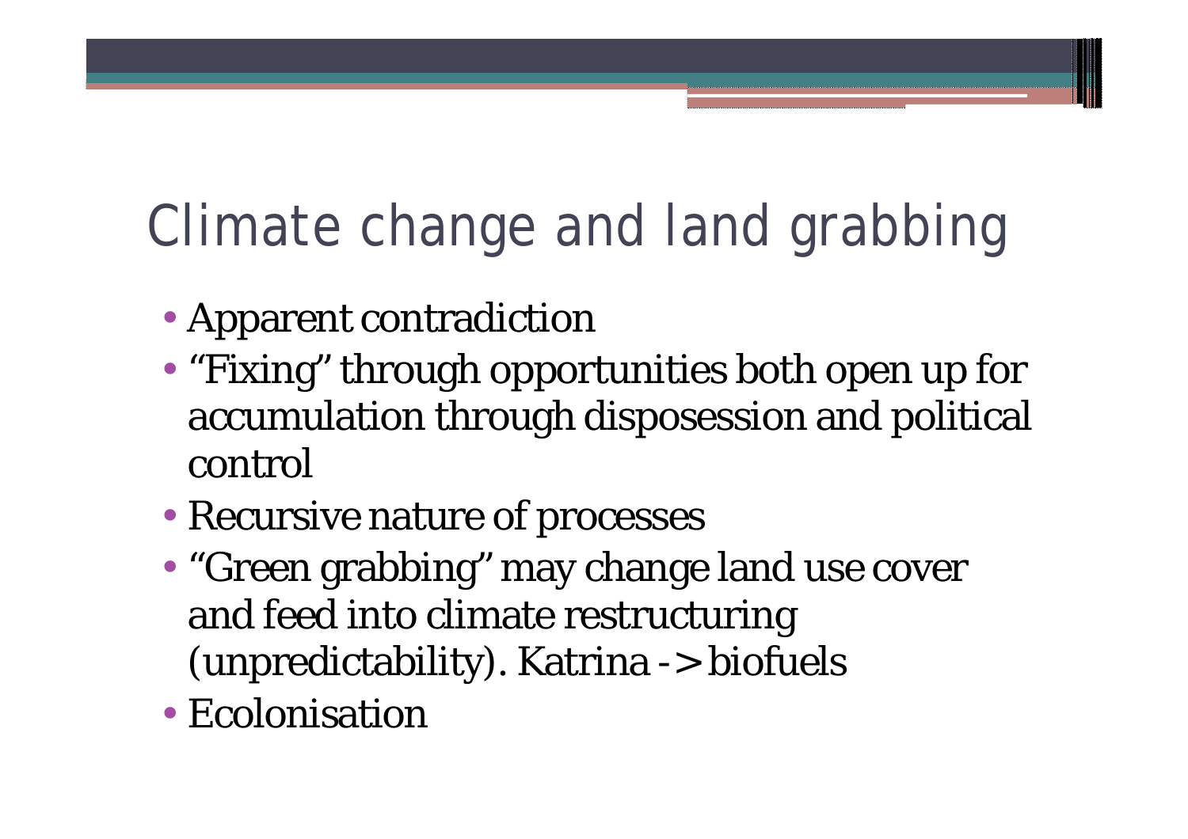# Climate change and land grabbing

- Apparent contradiction
- "Fixing" through opportunities both open up for accumulation through disposession and political control
- Recursive nature of processes
- "Green grabbing" may change land use cover and feed into climate restructuring (unpredictability). Katrina -> biofuels
- Ecolonisation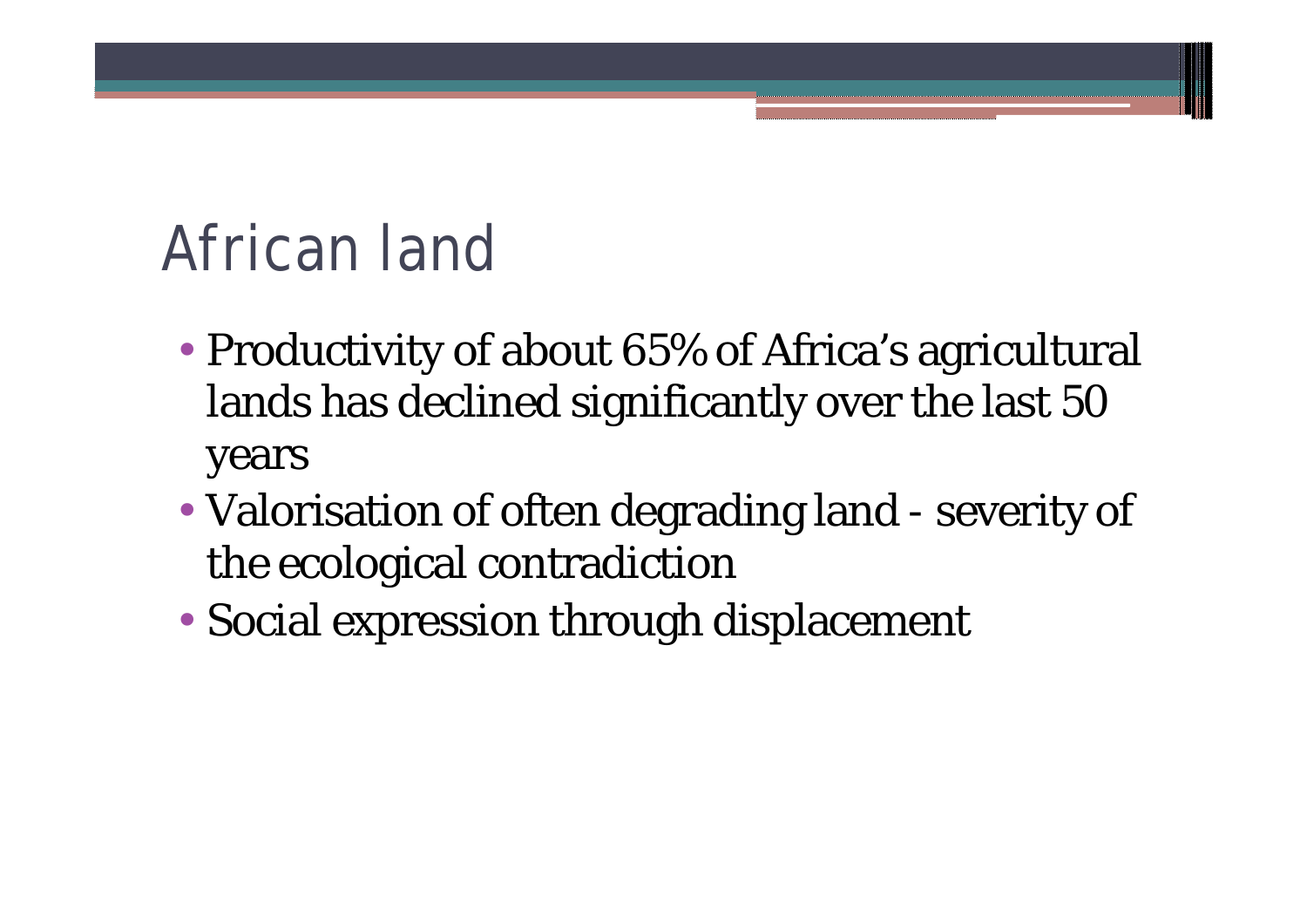# African land

- Productivity of about 65% of Africa’s agricultural lands has declined significantly over the last 50 years
- Valorisation of often degrading land - severity of the ecological contradiction
- Social expression through displacement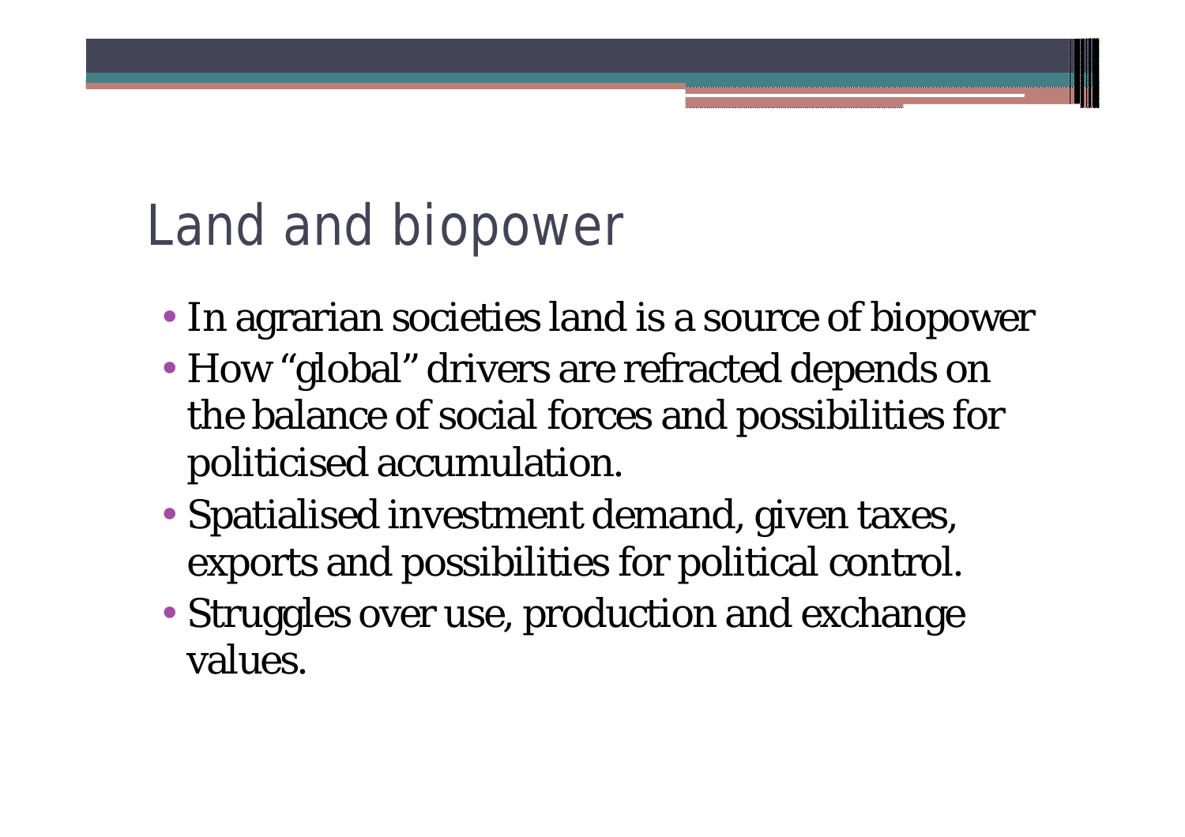# Land and biopower

- In agrarian societies land is a source of biopower
- How “global” drivers are refracted depends on the balance of social forces and possibilities for politicised accumulation.
- Spatialised investment demand, given taxes, exports and possibilities for political control.
- Struggles over use, production and exchange values.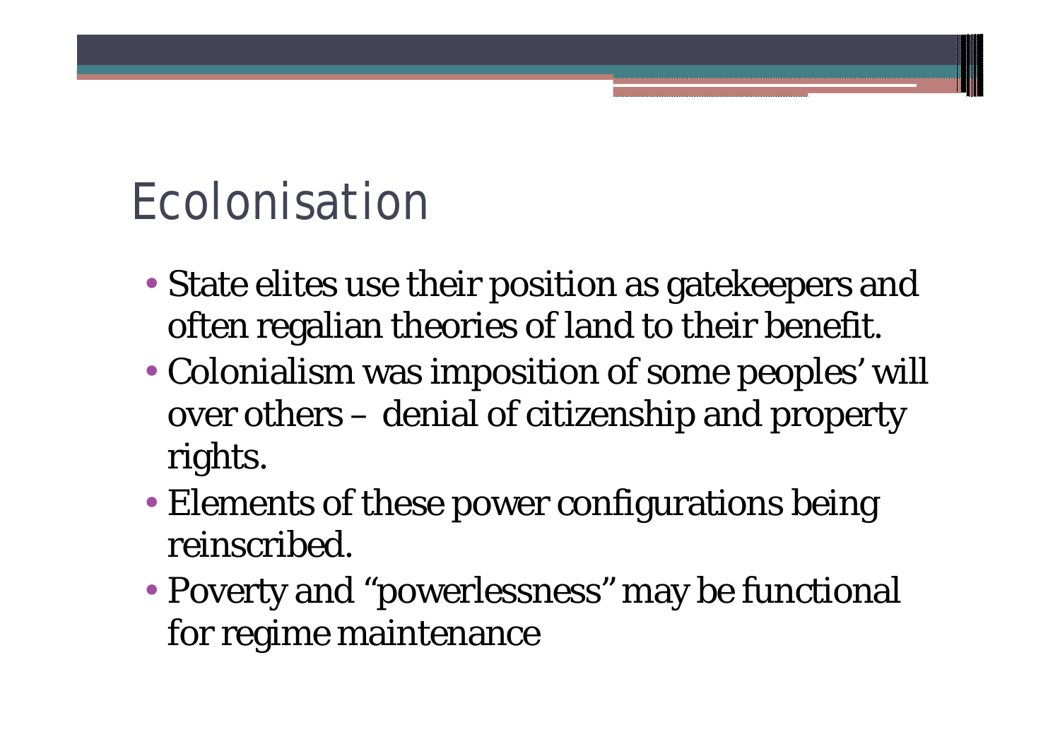# Ecolonisation

- State elites use their position as gatekeepers and often regalian theories of land to their benefit.
- Colonialism was imposition of some peoples' will over others – denial of citizenship and property rights.
- Elements of these power configurations being reinscribed.
- Poverty and "powerlessness" may be functional for regime maintenance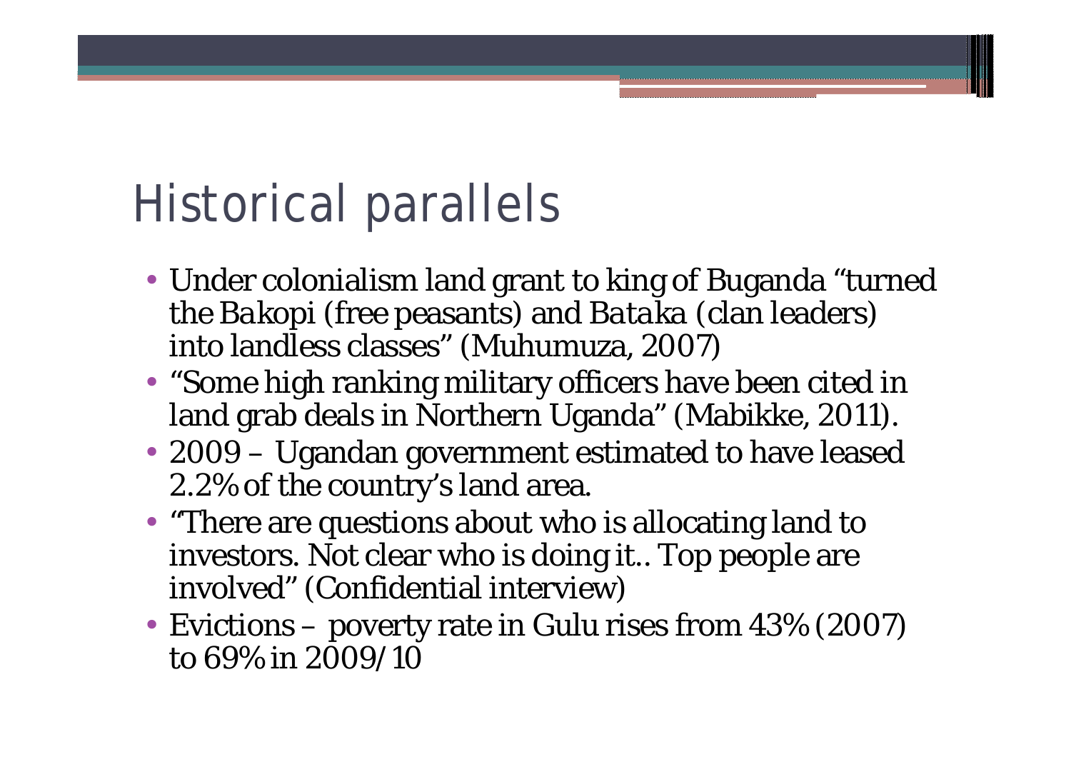# Historical parallels

- Under colonialism land grant to king of Buganda "turned the *Bakopi* (free peasants) and *Bataka* (clan leaders) into landless classes" (Muhumuza, 2007)
- "Some high ranking military officers have been cited in land grab deals in Northern Uganda" (Mabikke, 2011).
- 2009 – Ugandan government estimated to have leased 2.2% of the country's land area.
- "There are questions about who is allocating land to investors. Not clear who is doing it.. Top people are involved" (Confidential interview)
- Evictions – poverty rate in Gulu rises from 43% (2007) to 69% in 2009/10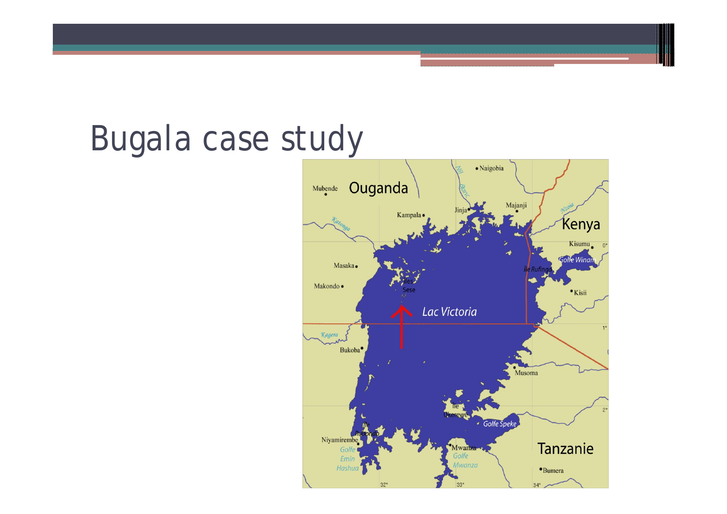# Bugala case study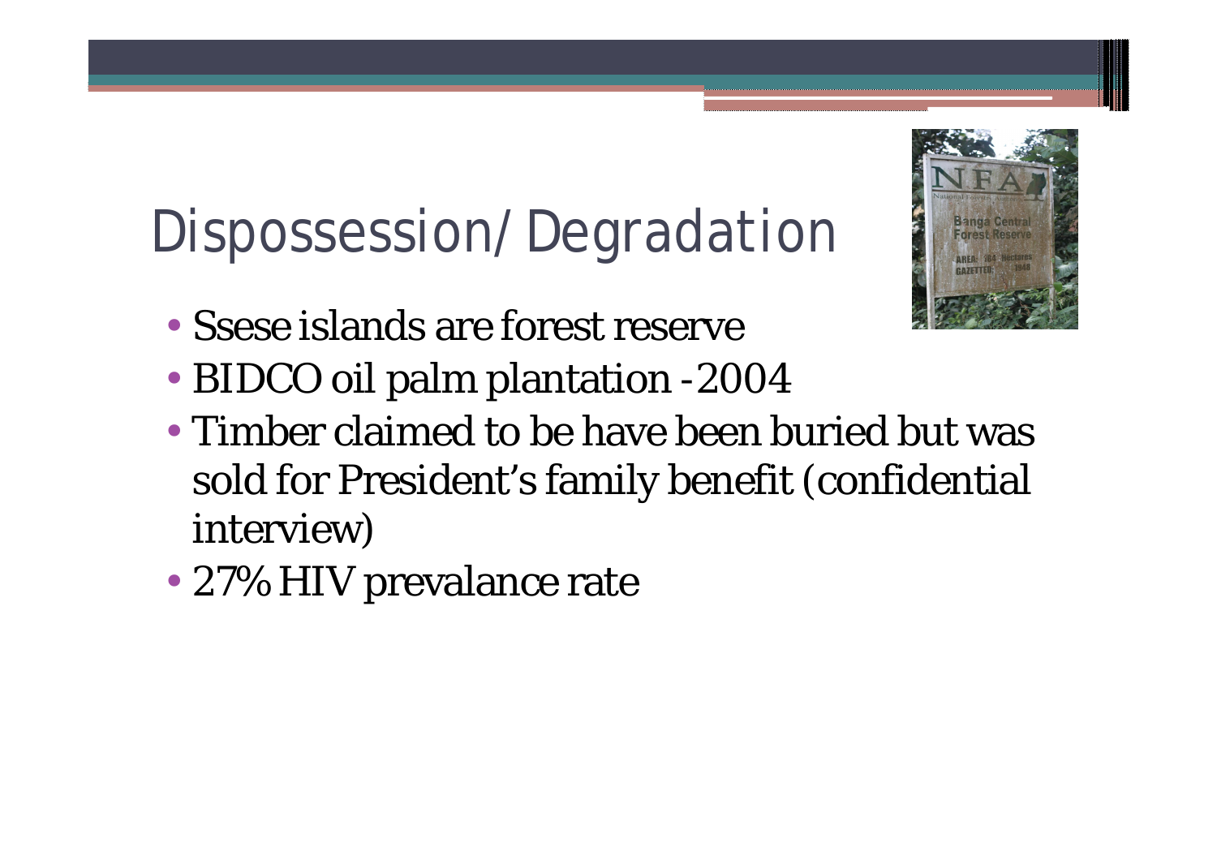# Dispossession/Degradation

- Ssese islands are forest reserve
- BIDCO oil palm plantation -2004
- Timber claimed to be have been buried but was sold for President's family benefit (confidential interview)
- 27% HIV prevalance rate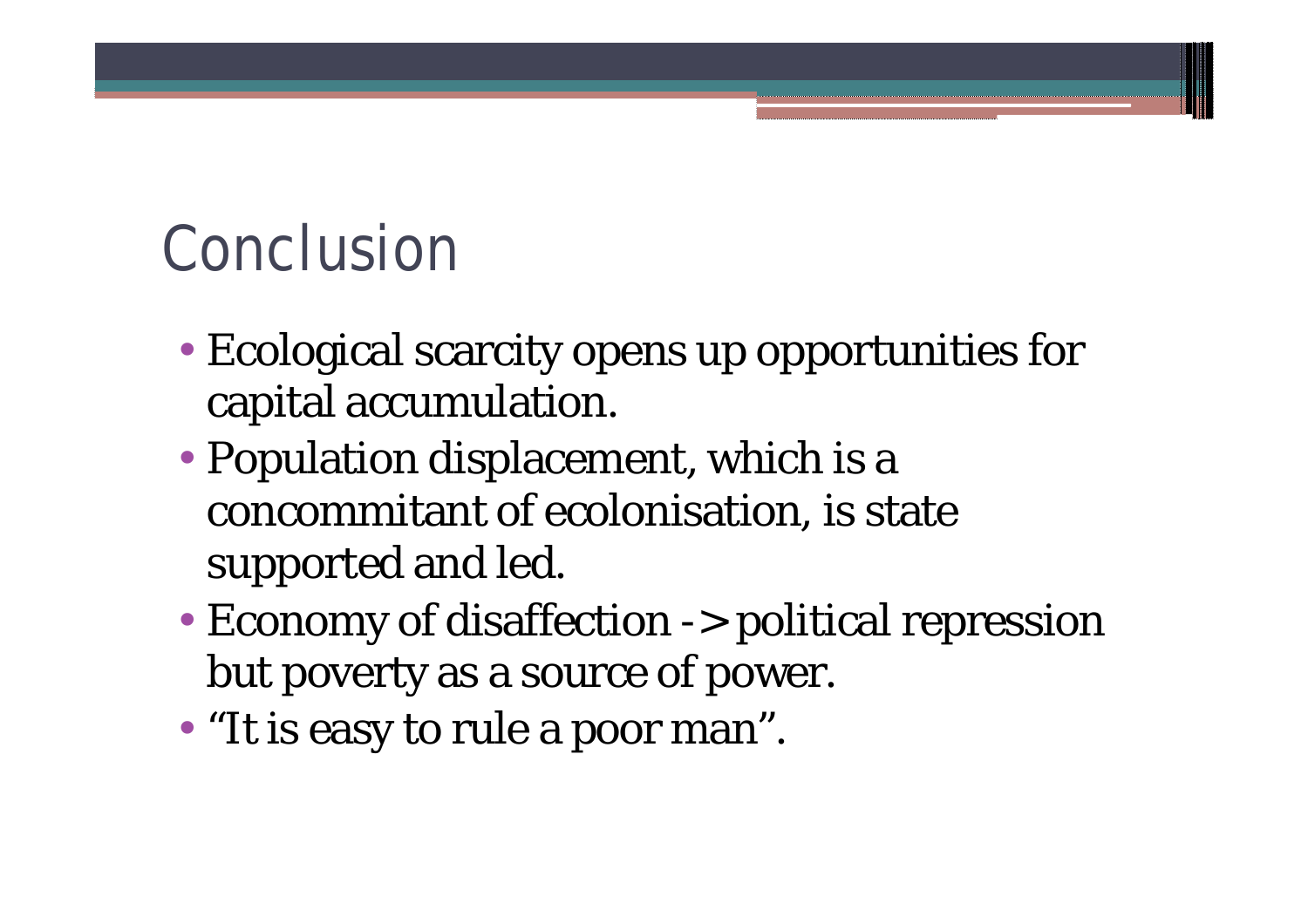# Conclusion

- Ecological scarcity opens up opportunities for capital accumulation.
- Population displacement, which is a concommitant of ecolonisation, is state supported and led.
- Economy of disaffection -> political repression but poverty as a source of power.
- "It is easy to rule a poor man".